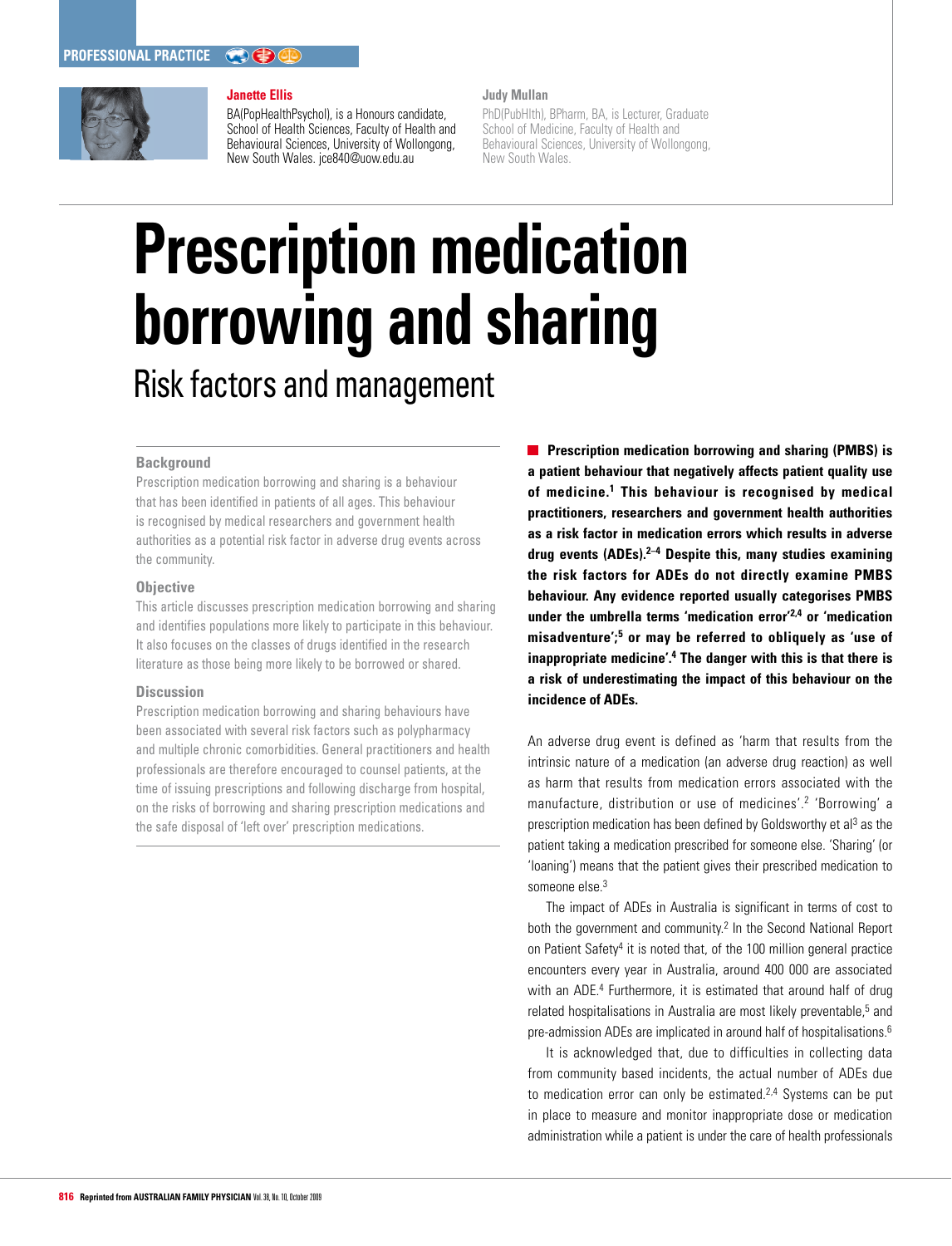PROFESSIONAL PRACTICE

**Janette Ellis**

BA(PopHealthPsychol), is a Honours candidate, School of Health Sciences, Faculty of Health and Behavioural Sciences, University of Wollongong, New South Wales. jce840@uow.edu.au

**Judy Mullan**

PhD(PubHlth), BPharm, BA, is Lecturer, Graduate School of Medicine, Faculty of Health and Behavioural Sciences, University of Wollongong, New South Wales.

# Prescription medication borrowing and sharing

## Risk factors and management

### Background

Prescription medication borrowing and sharing is a behaviour that has been identified in patients of all ages. This behaviour is recognised by medical researchers and government health authorities as a potential risk factor in adverse drug events across the community.

### Objective

This article discusses prescription medication borrowing and sharing and identifies populations more likely to participate in this behaviour. It also focuses on the classes of drugs identified in the research literature as those being more likely to be borrowed or shared.

### Discussion

Prescription medication borrowing and sharing behaviours have been associated with several risk factors such as polypharmacy and multiple chronic comorbidities. General practitioners and health professionals are therefore encouraged to counsel patients, at the time of issuing prescriptions and following discharge from hospital, on the risks of borrowing and sharing prescription medications and the safe disposal of 'left over' prescription medications.

**Prescription medication borrowing and sharing (PMBS) is a patient behaviour that negatively affects patient quality use of medicine.[1] This behaviour is recognised by medical practitioners, researchers and government health authorities as a risk factor in medication errors which results in adverse drug events (ADEs).[2–4] Despite this, many studies examining the risk factors for ADEs do not directly examine PMBS behaviour. Any evidence reported usually categorises PMBS under the umbrella terms 'medication error'[2,4] or 'medication misadventure';[5] or may be referred to obliquely as 'use of inappropriate medicine'.[4] The danger with this is that there is a risk of underestimating the impact of this behaviour on the incidence of ADEs.**

An adverse drug event is defined as 'harm that results from the intrinsic nature of a medication (an adverse drug reaction) as well as harm that results from medication errors associated with the manufacture, distribution or use of medicines'.[2] 'Borrowing' a prescription medication has been defined by Goldsworthy et al[3] as the patient taking a medication prescribed for someone else. 'Sharing' (or 'loaning') means that the patient gives their prescribed medication to someone else.[3]

The impact of ADEs in Australia is significant in terms of cost to both the government and community.[2] In the Second National Report on Patient Safety[4] it is noted that, of the 100 million general practice encounters every year in Australia, around 400 000 are associated with an ADE.[4] Furthermore, it is estimated that around half of drug related hospitalisations in Australia are most likely preventable,[5] and pre-admission ADEs are implicated in around half of hospitalisations.[6]

It is acknowledged that, due to difficulties in collecting data from community based incidents, the actual number of ADEs due to medication error can only be estimated.[2,4] Systems can be put in place to measure and monitor inappropriate dose or medication administration while a patient is under the care of health professionals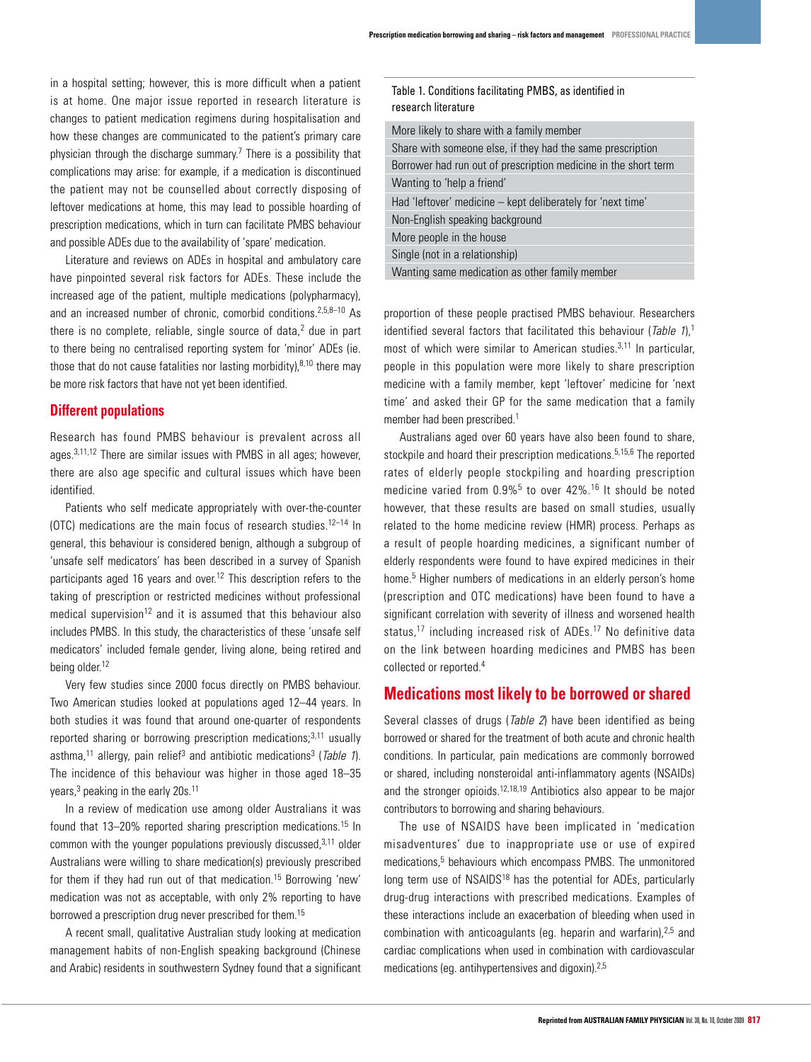in a hospital setting; however, this is more difficult when a patient is at home. One major issue reported in research literature is changes to patient medication regimens during hospitalisation and how these changes are communicated to the patient's primary care physician through the discharge summary.[7] There is a possibility that complications may arise: for example, if a medication is discontinued the patient may not be counselled about correctly disposing of leftover medications at home, this may lead to possible hoarding of prescription medications, which in turn can facilitate PMBS behaviour and possible ADEs due to the availability of 'spare' medication.

Literature and reviews on ADEs in hospital and ambulatory care have pinpointed several risk factors for ADEs. These include the increased age of the patient, multiple medications (polypharmacy), and an increased number of chronic, comorbid conditions.[2,5,8–10] As there is no complete, reliable, single source of data,[2] due in part to there being no centralised reporting system for 'minor' ADEs (ie. those that do not cause fatalities nor lasting morbidity),[8,10] there may be more risk factors that have not yet been identified.

## Different populations

Research has found PMBS behaviour is prevalent across all ages.[3,11,12] There are similar issues with PMBS in all ages; however, there are also age specific and cultural issues which have been identified.

Patients who self medicate appropriately with over-the-counter (OTC) medications are the main focus of research studies.[12–14] In general, this behaviour is considered benign, although a subgroup of 'unsafe self medicators' has been described in a survey of Spanish participants aged 16 years and over.[12] This description refers to the taking of prescription or restricted medicines without professional medical supervision[12] and it is assumed that this behaviour also includes PMBS. In this study, the characteristics of these 'unsafe self medicators' included female gender, living alone, being retired and being older.[12]

Very few studies since 2000 focus directly on PMBS behaviour. Two American studies looked at populations aged 12–44 years. In both studies it was found that around one-quarter of respondents reported sharing or borrowing prescription medications;[3,11] usually asthma,[11] allergy, pain relief[3] and antibiotic medications[3] (*Table 1*). The incidence of this behaviour was higher in those aged 18–35 years,[3] peaking in the early 20s.[11]

In a review of medication use among older Australians it was found that 13–20% reported sharing prescription medications.[15] In common with the younger populations previously discussed,[3,11] older Australians were willing to share medication(s) previously prescribed for them if they had run out of that medication.[15] Borrowing 'new' medication was not as acceptable, with only 2% reporting to have borrowed a prescription drug never prescribed for them.[15]

A recent small, qualitative Australian study looking at medication management habits of non-English speaking background (Chinese and Arabic) residents in southwestern Sydney found that a significant proportion of these people practised PMBS behaviour. Researchers identified several factors that facilitated this behaviour (*Table 1*),[1] most of which were similar to American studies.[3,11] In particular, people in this population were more likely to share prescription medicine with a family member, kept 'leftover' medicine for 'next time' and asked their GP for the same medication that a family member had been prescribed.[1]

Table 1. Conditions facilitating PMBS, as identified in research literature

| Conditions |
|---|
| More likely to share with a family member |
| Share with someone else, if they had the same prescription |
| Borrower had run out of prescription medicine in the short term |
| Wanting to 'help a friend' |
| Had 'leftover' medicine – kept deliberately for 'next time' |
| Non-English speaking background |
| More people in the house |
| Single (not in a relationship) |
| Wanting same medication as other family member |

Australians aged over 60 years have also been found to share, stockpile and hoard their prescription medications.[5,15,6] The reported rates of elderly people stockpiling and hoarding prescription medicine varied from 0.9%[5] to over 42%.[16] It should be noted however, that these results are based on small studies, usually related to the home medicine review (HMR) process. Perhaps as a result of people hoarding medicines, a significant number of elderly respondents were found to have expired medicines in their home.[5] Higher numbers of medications in an elderly person's home (prescription and OTC medications) have been found to have a significant correlation with severity of illness and worsened health status,[17] including increased risk of ADEs.[17] No definitive data on the link between hoarding medicines and PMBS has been collected or reported.[4]

## Medications most likely to be borrowed or shared

Several classes of drugs (*Table 2*) have been identified as being borrowed or shared for the treatment of both acute and chronic health conditions. In particular, pain medications are commonly borrowed or shared, including nonsteroidal anti-inflammatory agents (NSAIDs) and the stronger opioids.[12,18,19] Antibiotics also appear to be major contributors to borrowing and sharing behaviours.

The use of NSAIDS have been implicated in 'medication misadventures' due to inappropriate use or use of expired medications,[5] behaviours which encompass PMBS. The unmonitored long term use of NSAIDS[18] has the potential for ADEs, particularly drug-drug interactions with prescribed medications. Examples of these interactions include an exacerbation of bleeding when used in combination with anticoagulants (eg. heparin and warfarin),[2,5] and cardiac complications when used in combination with cardiovascular medications (eg. antihypertensives and digoxin).[2,5]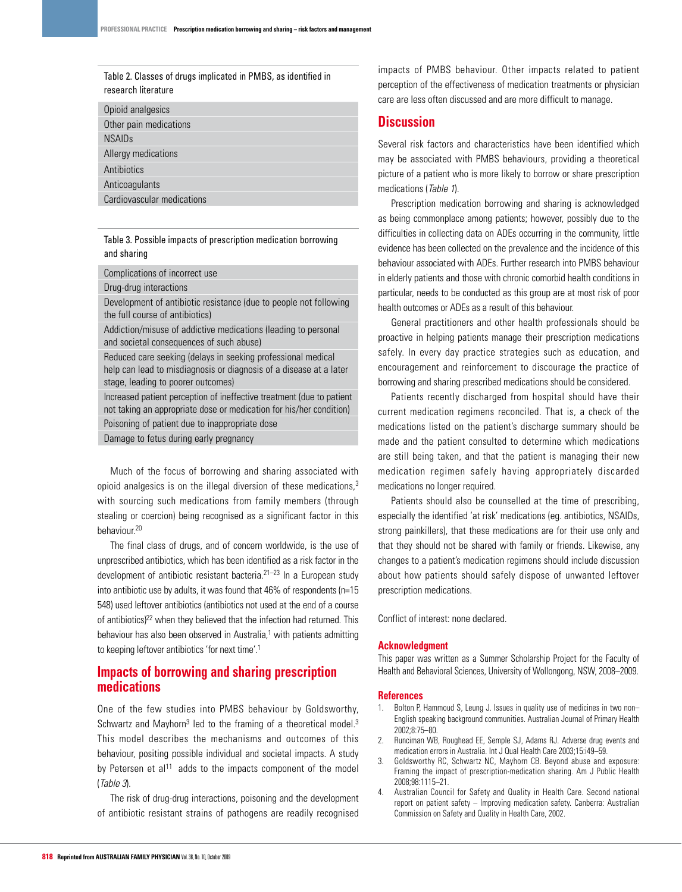Table 2. Classes of drugs implicated in PMBS, as identified in research literature

| |
|---|
| Opioid analgesics |
| Other pain medications |
| NSAIDs |
| Allergy medications |
| Antibiotics |
| Anticoagulants |
| Cardiovascular medications |

Table 3. Possible impacts of prescription medication borrowing and sharing

| |
|---|
| Complications of incorrect use |
| Drug-drug interactions |
| Development of antibiotic resistance (due to people not following the full course of antibiotics) |
| Addiction/misuse of addictive medications (leading to personal and societal consequences of such abuse) |
| Reduced care seeking (delays in seeking professional medical help can lead to misdiagnosis or diagnosis of a disease at a later stage, leading to poorer outcomes) |
| Increased patient perception of ineffective treatment (due to patient not taking an appropriate dose or medication for his/her condition) |
| Poisoning of patient due to inappropriate dose |
| Damage to fetus during early pregnancy |

Much of the focus of borrowing and sharing associated with opioid analgesics is on the illegal diversion of these medications,[3] with sourcing such medications from family members (through stealing or coercion) being recognised as a significant factor in this behaviour.[20]

The final class of drugs, and of concern worldwide, is the use of unprescribed antibiotics, which has been identified as a risk factor in the development of antibiotic resistant bacteria.[21–23] In a European study into antibiotic use by adults, it was found that 46% of respondents (n=15 548) used leftover antibiotics (antibiotics not used at the end of a course of antibiotics)[22] when they believed that the infection had returned. This behaviour has also been observed in Australia,[1] with patients admitting to keeping leftover antibiotics 'for next time'.[1]

## Impacts of borrowing and sharing prescription medications

One of the few studies into PMBS behaviour by Goldsworthy, Schwartz and Mayhorn[3] led to the framing of a theoretical model.[3] This model describes the mechanisms and outcomes of this behaviour, positing possible individual and societal impacts. A study by Petersen et al[11] adds to the impacts component of the model (*Table 3*).

The risk of drug-drug interactions, poisoning and the development of antibiotic resistant strains of pathogens are readily recognised impacts of PMBS behaviour. Other impacts related to patient perception of the effectiveness of medication treatments or physician care are less often discussed and are more difficult to manage.

## Discussion

Several risk factors and characteristics have been identified which may be associated with PMBS behaviours, providing a theoretical picture of a patient who is more likely to borrow or share prescription medications (*Table 1*).

Prescription medication borrowing and sharing is acknowledged as being commonplace among patients; however, possibly due to the difficulties in collecting data on ADEs occurring in the community, little evidence has been collected on the prevalence and the incidence of this behaviour associated with ADEs. Further research into PMBS behaviour in elderly patients and those with chronic comorbid health conditions in particular, needs to be conducted as this group are at most risk of poor health outcomes or ADEs as a result of this behaviour.

General practitioners and other health professionals should be proactive in helping patients manage their prescription medications safely. In every day practice strategies such as education, and encouragement and reinforcement to discourage the practice of borrowing and sharing prescribed medications should be considered.

Patients recently discharged from hospital should have their current medication regimens reconciled. That is, a check of the medications listed on the patient's discharge summary should be made and the patient consulted to determine which medications are still being taken, and that the patient is managing their new medication regimen safely having appropriately discarded medications no longer required.

Patients should also be counselled at the time of prescribing, especially the identified 'at risk' medications (eg. antibiotics, NSAIDs, strong painkillers), that these medications are for their use only and that they should not be shared with family or friends. Likewise, any changes to a patient's medication regimens should include discussion about how patients should safely dispose of unwanted leftover prescription medications.

Conflict of interest: none declared.

### Acknowledgment

This paper was written as a Summer Scholarship Project for the Faculty of Health and Behavioral Sciences, University of Wollongong, NSW, 2008–2009.

### References

1. Bolton P, Hammoud S, Leung J. Issues in quality use of medicines in two non–English speaking background communities. Australian Journal of Primary Health 2002;8:75–80.
2. Runciman WB, Roughead EE, Semple SJ, Adams RJ. Adverse drug events and medication errors in Australia. Int J Qual Health Care 2003;15:i49–59.
3. Goldsworthy RC, Schwartz NC, Mayhorn CB. Beyond abuse and exposure: Framing the impact of prescription-medication sharing. Am J Public Health 2008;98:1115–21.
4. Australian Council for Safety and Quality in Health Care. Second national report on patient safety – Improving medication safety. Canberra: Australian Commission on Safety and Quality in Health Care, 2002.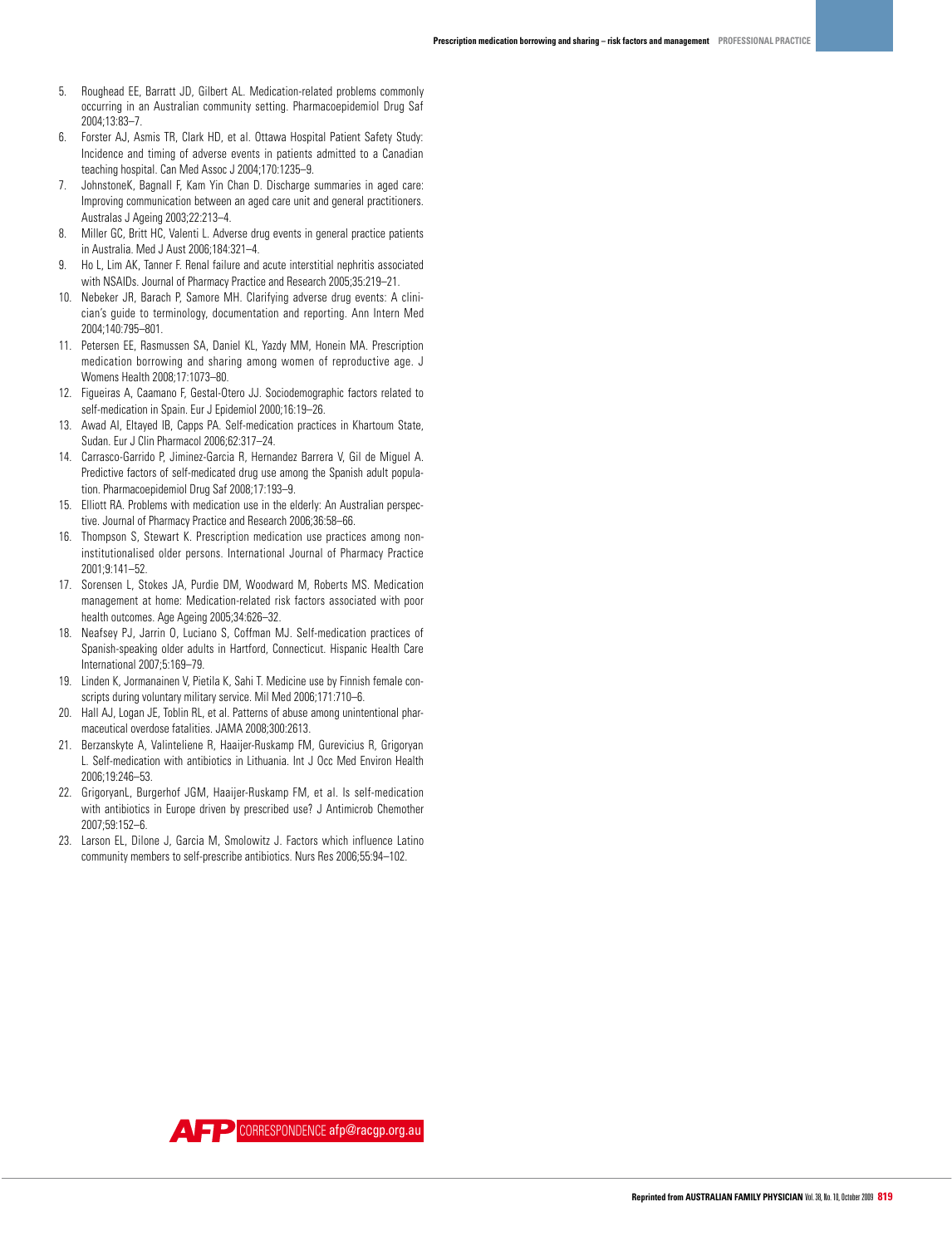5. Roughead EE, Barratt JD, Gilbert AL. Medication-related problems commonly occurring in an Australian community setting. Pharmacoepidemiol Drug Saf 2004;13:83–7.
6. Forster AJ, Asmis TR, Clark HD, et al. Ottawa Hospital Patient Safety Study: Incidence and timing of adverse events in patients admitted to a Canadian teaching hospital. Can Med Assoc J 2004;170:1235–9.
7. JohnstoneK, Bagnall F, Kam Yin Chan D. Discharge summaries in aged care: Improving communication between an aged care unit and general practitioners. Australas J Ageing 2003;22:213–4.
8. Miller GC, Britt HC, Valenti L. Adverse drug events in general practice patients in Australia. Med J Aust 2006;184:321–4.
9. Ho L, Lim AK, Tanner F. Renal failure and acute interstitial nephritis associated with NSAIDs. Journal of Pharmacy Practice and Research 2005;35:219–21.
10. Nebeker JR, Barach P, Samore MH. Clarifying adverse drug events: A clinician's guide to terminology, documentation and reporting. Ann Intern Med 2004;140:795–801.
11. Petersen EE, Rasmussen SA, Daniel KL, Yazdy MM, Honein MA. Prescription medication borrowing and sharing among women of reproductive age. J Womens Health 2008;17:1073–80.
12. Figueiras A, Caamano F, Gestal-Otero JJ. Sociodemographic factors related to self-medication in Spain. Eur J Epidemiol 2000;16:19–26.
13. Awad AI, Eltayed IB, Capps PA. Self-medication practices in Khartoum State, Sudan. Eur J Clin Pharmacol 2006;62:317–24.
14. Carrasco-Garrido P, Jiminez-Garcia R, Hernandez Barrera V, Gil de Miguel A. Predictive factors of self-medicated drug use among the Spanish adult population. Pharmacoepidemiol Drug Saf 2008;17:193–9.
15. Elliott RA. Problems with medication use in the elderly: An Australian perspective. Journal of Pharmacy Practice and Research 2006;36:58–66.
16. Thompson S, Stewart K. Prescription medication use practices among noninstitutionalised older persons. International Journal of Pharmacy Practice 2001;9:141–52.
17. Sorensen L, Stokes JA, Purdie DM, Woodward M, Roberts MS. Medication management at home: Medication-related risk factors associated with poor health outcomes. Age Ageing 2005;34:626–32.
18. Neafsey PJ, Jarrin O, Luciano S, Coffman MJ. Self-medication practices of Spanish-speaking older adults in Hartford, Connecticut. Hispanic Health Care International 2007;5:169–79.
19. Linden K, Jormanainen V, Pietila K, Sahi T. Medicine use by Finnish female conscripts during voluntary military service. Mil Med 2006;171:710–6.
20. Hall AJ, Logan JE, Toblin RL, et al. Patterns of abuse among unintentional pharmaceutical overdose fatalities. JAMA 2008;300:2613.
21. Berzanskyte A, Valinteliene R, Haaijer-Ruskamp FM, Gurevicius R, Grigoryan L. Self-medication with antibiotics in Lithuania. Int J Occ Med Environ Health 2006;19:246–53.
22. GrigoryanL, Burgerhof JGM, Haaijer-Ruskamp FM, et al. Is self-medication with antibiotics in Europe driven by prescribed use? J Antimicrob Chemother 2007;59:152–6.
23. Larson EL, Dilone J, Garcia M, Smolowitz J. Factors which influence Latino community members to self-prescribe antibiotics. Nurs Res 2006;55:94–102.

AFP CORRESPONDENCE afp@racgp.org.au